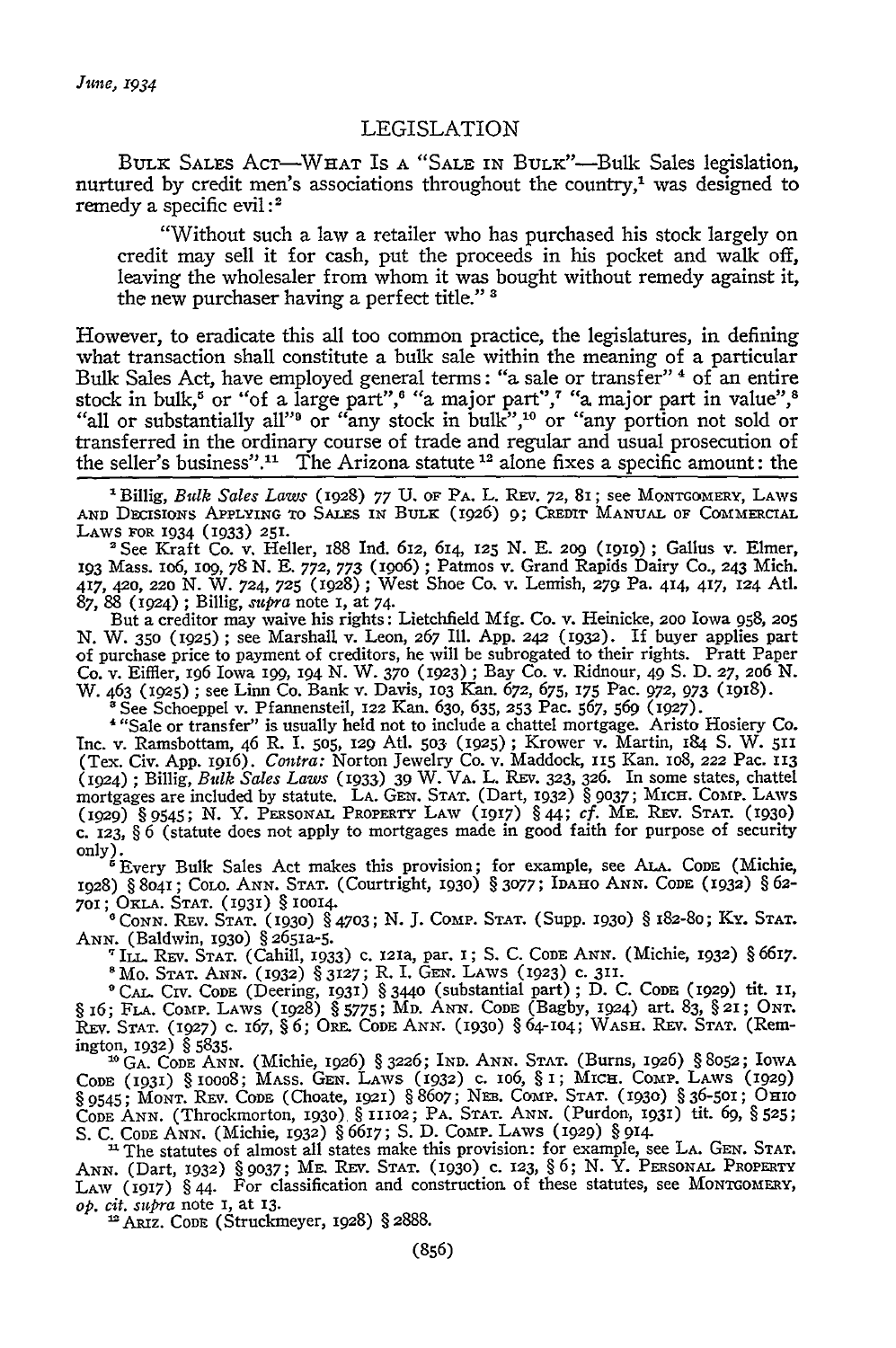## LEGISLATION

BULK SALES ACT—WHAT IS A "SALE IN BULK"—Bulk Sales legislation, nurtured by credit men's associations throughout the country,[1] was designed to remedy a specific evil:[2]

> "Without such a law a retailer who has purchased his stock largely on credit may sell it for cash, put the proceeds in his pocket and walk off, leaving the wholesaler from whom it was bought without remedy against it, the new purchaser having a perfect title." [3]

However, to eradicate this all too common practice, the legislatures, in defining what transaction shall constitute a bulk sale within the meaning of a particular Bulk Sales Act, have employed general terms: "a sale or transfer" [4] of an entire stock in bulk,[5] or "of a large part",[6] "a major part",[7] "a major part in value",[8] "all or substantially all"[9] or "any stock in bulk",[10] or "any portion not sold or transferred in the ordinary course of trade and regular and usual prosecution of the seller's business".[11] The Arizona statute [12] alone fixes a specific amount: the

---

[1] Billig, *Bulk Sales Laws* (1928) 77 U. OF PA. L. REV. 72, 81; see MONTGOMERY, LAWS AND DECISIONS APPLYING TO SALES IN BULK (1926) 9; CREDIT MANUAL OF COMMERCIAL LAWS FOR 1934 (1933) 251.

[2] See Kraft Co. v. Heller, 188 Ind. 612, 614, 125 N. E. 209 (1919); Gallus v. Elmer, 193 Mass. 106, 109, 78 N. E. 772, 773 (1906); Patmos v. Grand Rapids Dairy Co., 243 Mich. 417, 420, 220 N. W. 724, 725 (1928); West Shoe Co. v. Lemish, 279 Pa. 414, 417, 124 Atl. 87, 88 (1924); Billig, *supra* note 1, at 74.

But a creditor may waive his rights: Lietchfield Mfg. Co. v. Heinicke, 200 Iowa 958, 205 N. W. 350 (1925); see Marshall v. Leon, 267 Ill. App. 242 (1932). If buyer applies part of purchase price to payment of creditors, he will be subrogated to their rights. Pratt Paper Co. v. Eiffler, 196 Iowa 199, 194 N. W. 370 (1923); Bay Co. v. Ridnour, 49 S. D. 27, 206 N. W. 463 (1925); see Linn Co. Bank v. Davis, 103 Kan. 672, 675, 175 Pac. 972, 973 (1918).

[3] See Schoeppel v. Pfannensteil, 122 Kan. 630, 635, 253 Pac. 567, 569 (1927).

[4] "Sale or transfer" is usually held not to include a chattel mortgage. Aristo Hosiery Co. Inc. v. Ramsbottam, 46 R. I. 505, 129 Atl. 503 (1925); Krower v. Martin, 184 S. W. 511 (Tex. Civ. App. 1916). *Contra:* Norton Jewelry Co. v. Maddock, 115 Kan. 108, 222 Pac. 113 (1924); Billig, *Bulk Sales Laws* (1933) 39 W. VA. L. REV. 323, 326. In some states, chattel mortgages are included by statute. LA. GEN. STAT. (Dart, 1932) § 9037; MICH. COMP. LAWS (1929) § 9545; N. Y. PERSONAL PROPERTY LAW (1917) § 44; *cf.* ME. REV. STAT. (1930) c. 123, § 6 (statute does not apply to mortgages made in good faith for purpose of security only).

[5] Every Bulk Sales Act makes this provision; for example, see ALA. CODE (Michie, 1928) § 8041; COLO. ANN. STAT. (Courtright, 1930) § 3077; IDAHO ANN. CODE (1932) § 62-701; OKLA. STAT. (1931) § 10014.

[6] CONN. REV. STAT. (1930) § 4703; N. J. COMP. STAT. (Supp. 1930) § 182-80; KY. STAT. ANN. (Baldwin, 1930) § 2651a-5.

[7] ILL. REV. STAT. (Cahill, 1933) c. 121a, par. 1; S. C. CODE ANN. (Michie, 1932) § 6617.

[8] MO. STAT. ANN. (1932) § 3127; R. I. GEN. LAWS (1923) c. 311.

[9] CAL. CIV. CODE (Deering, 1931) § 3440 (substantial part); D. C. CODE (1929) tit. 11, § 16; FLA. COMP. LAWS (1928) § 5775; MD. ANN. CODE (Bagby, 1924) art. 83, § 21; ONT. REV. STAT. (1927) c. 167, § 6; ORE. CODE ANN. (1930) § 64-104; WASH. REV. STAT. (Remington, 1932) § 5835.

[10] GA. CODE ANN. (Michie, 1926) § 3226; IND. ANN. STAT. (Burns, 1926) § 8052; IOWA CODE (1931) § 10008; MASS. GEN. LAWS (1932) c. 106, § 1; MICH. COMP. LAWS (1929) § 9545; MONT. REV. CODE (Choate, 1921) § 8607; NEB. COMP. STAT. (1930) § 36-501; OHIO CODE ANN. (Throckmorton, 1930) § 11102; PA. STAT. ANN. (Purdon, 1931) tit. 69, § 525; S. C. CODE ANN. (Michie, 1932) § 6617; S. D. COMP. LAWS (1929) § 914.

[11] The statutes of almost all states make this provision: for example, see LA. GEN. STAT. ANN. (Dart, 1932) § 9037; ME. REV. STAT. (1930) c. 123, § 6; N. Y. PERSONAL PROPERTY LAW (1917) § 44. For classification and construction of these statutes, see MONTGOMERY, *op. cit. supra* note 1, at 13.

[12] ARIZ. CODE (Struckmeyer, 1928) § 2888.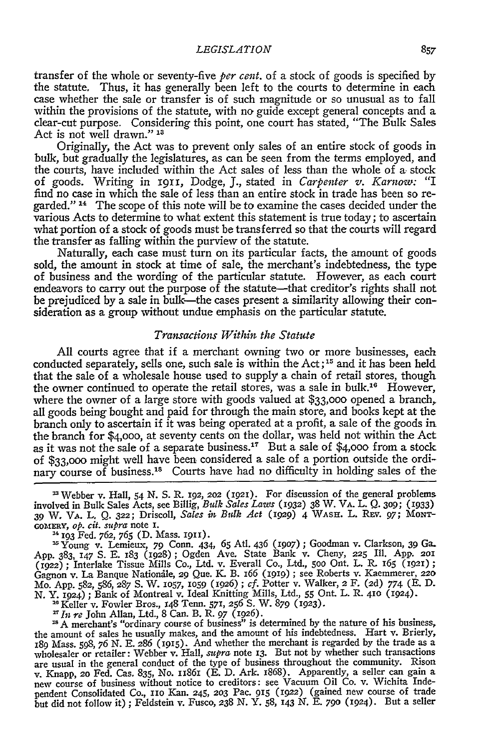transfer of the whole or seventy-five *per cent.* of a stock of goods is specified by the statute. Thus, it has generally been left to the courts to determine in each case whether the sale or transfer is of such magnitude or so unusual as to fall within the provisions of the statute, with no guide except general concepts and a clear-cut purpose. Considering this point, one court has stated, "The Bulk Sales Act is not well drawn." [13]

Originally, the Act was to prevent only sales of an entire stock of goods in bulk, but gradually the legislatures, as can be seen from the terms employed, and the courts, have included within the Act sales of less than the whole of a stock of goods. Writing in 1911, Dodge, J., stated in *Carpenter v. Karnow:* "I find no case in which the sale of less than an entire stock in trade has been so regarded." [14] The scope of this note will be to examine the cases decided under the various Acts to determine to what extent this statement is true today; to ascertain what portion of a stock of goods must be transferred so that the courts will regard the transfer as falling within the purview of the statute.

Naturally, each case must turn on its particular facts, the amount of goods sold, the amount in stock at time of sale, the merchant's indebtedness, the type of business and the wording of the particular statute. However, as each court endeavors to carry out the purpose of the statute—that creditor's rights shall not be prejudiced by a sale in bulk—the cases present a similarity allowing their consideration as a group without undue emphasis on the particular statute.

### *Transactions Within the Statute*

All courts agree that if a merchant owning two or more businesses, each conducted separately, sells one, such sale is within the Act; [15] and it has been held that the sale of a wholesale house used to supply a chain of retail stores, though the owner continued to operate the retail stores, was a sale in bulk. [16] However, where the owner of a large store with goods valued at $33,000 opened a branch, all goods being bought and paid for through the main store, and books kept at the branch only to ascertain if it was being operated at a profit, a sale of the goods in the branch for $4,000, at seventy cents on the dollar, was held not within the Act as it was not the sale of a separate business. [17] But a sale of $4,000 from a stock of $33,000 might well have been considered a sale of a portion outside the ordinary course of business. [18] Courts have had no difficulty in holding sales of the

---

[13] Webber v. Hall, 54 N. S. R. 192, 202 (1921). For discussion of the general problems involved in Bulk Sales Acts, see Billig, *Bulk Sales Laws* (1932) 38 W. VA. L. Q. 309; (1933) 39 W. VA. L. Q. 322; Driscoll, *Sales in Bulk Act* (1929) 4 WASH. L. REV. 97; MONTGOMERY, *op. cit. supra* note 1.

[14] 193 Fed. 762, 765 (D. Mass. 1911).

[15] Young v. Lemieux, 79 Conn. 434, 65 Atl. 436 (1907); Goodman v. Clarkson, 39 Ga. App. 383, 147 S. E. 183 (1928); Ogden Ave. State Bank v. Cheny, 225 Ill. App. 201 (1922); Interlake Tissue Mills Co., Ltd. v. Everall Co., Ltd., 500 Ont. L. R. 165 (1921); Gagnon v. La Banque Nationâle, 29 Que. K. B. 166 (1919); see Roberts v. Kaemmerer, 220 Mo. App. 582, 586, 287 S. W. 1057, 1059 (1926); *cf.* Potter v. Walker, 2 F. (2d) 774 (E. D. N. Y. 1924); Bank of Montreal v. Ideal Knitting Mills, Ltd., 55 Ont. L. R. 410 (1924).

[16] Keller v. Fowler Bros., 148 Tenn. 571, 256 S. W. 879 (1923).

[17] *In re* John Allan, Ltd., 8 Can. B. R. 97 (1926).

[18] A merchant's "ordinary course of business" is determined by the nature of his business, the amount of sales he usually makes, and the amount of his indebtedness. Hart v. Brierly, 189 Mass. 598, 76 N. E. 286 (1915). And whether the merchant is regarded by the trade as a wholesaler or retailer: Webber v. Hall, *supra* note 13. But not by whether such transactions are usual in the general conduct of the type of business throughout the community. Rison v. Knapp, 20 Fed. Cas. 835, No. 11861 (E. D. Ark. 1868). Apparently, a seller can gain a new course of business without notice to creditors: see Vacuum Oil Co. v. Wichita Independent Consolidated Co., 110 Kan. 245, 203 Pac. 915 (1922) (gained new course of trade but did not follow it); Feldstein v. Fusco, 238 N. Y. 58, 143 N. E. 790 (1924). But a seller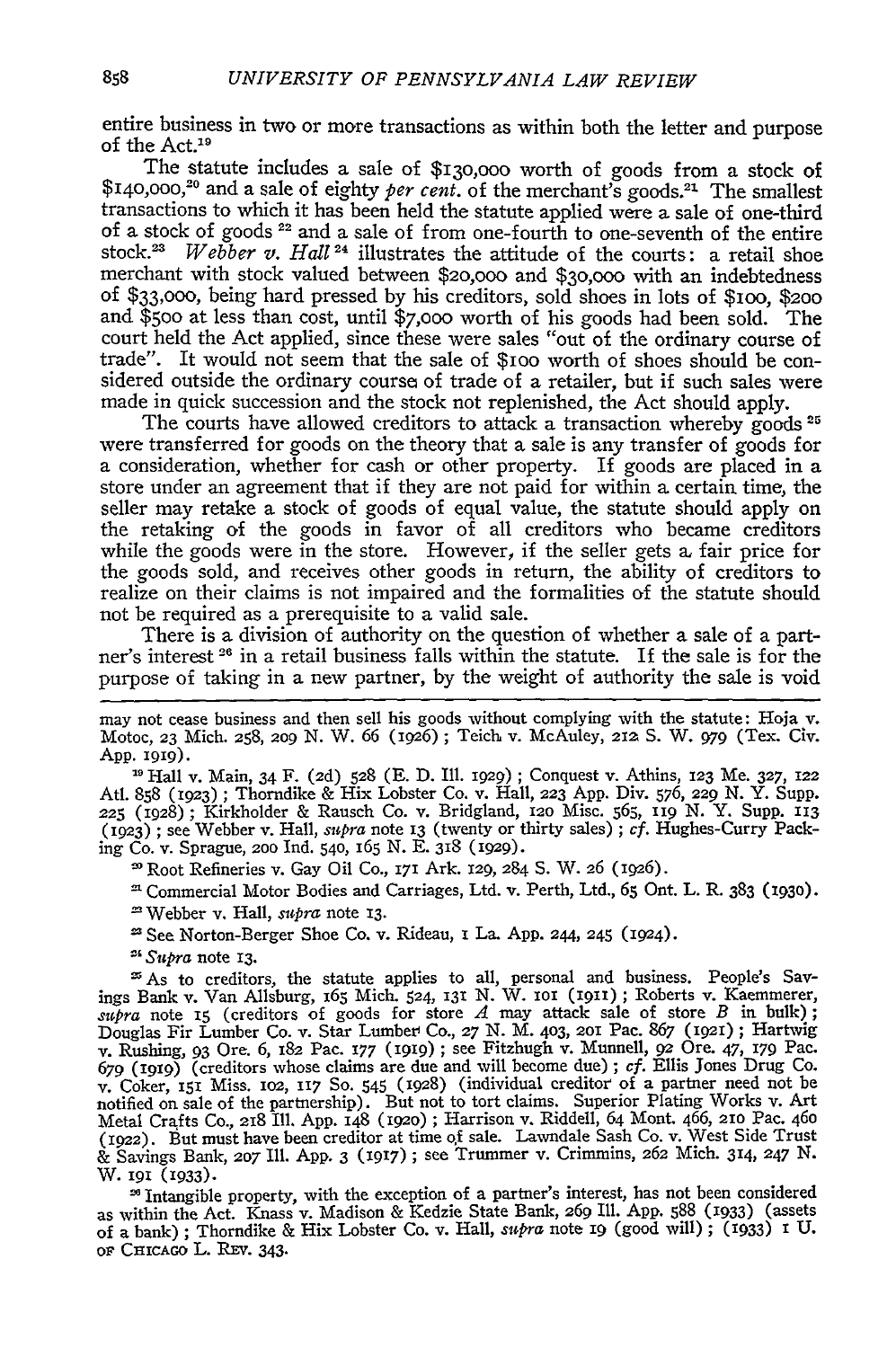entire business in two or more transactions as within both the letter and purpose of the Act.[19]

The statute includes a sale of $130,000 worth of goods from a stock of $140,000,[20] and a sale of eighty *per cent.* of the merchant's goods.[21] The smallest transactions to which it has been held the statute applied were a sale of one-third of a stock of goods [22] and a sale of from one-fourth to one-seventh of the entire stock.[23] *Webber v. Hall* [24] illustrates the attitude of the courts: a retail shoe merchant with stock valued between $20,000 and $30,000 with an indebtedness of $33,000, being hard pressed by his creditors, sold shoes in lots of $100, $200 and $500 at less than cost, until $7,000 worth of his goods had been sold. The court held the Act applied, since these were sales "out of the ordinary course of trade". It would not seem that the sale of $100 worth of shoes should be considered outside the ordinary course of trade of a retailer, but if such sales were made in quick succession and the stock not replenished, the Act should apply.

The courts have allowed creditors to attack a transaction whereby goods [25] were transferred for goods on the theory that a sale is any transfer of goods for a consideration, whether for cash or other property. If goods are placed in a store under an agreement that if they are not paid for within a certain time, the seller may retake a stock of goods of equal value, the statute should apply on the retaking of the goods in favor of all creditors who became creditors while the goods were in the store. However, if the seller gets a fair price for the goods sold, and receives other goods in return, the ability of creditors to realize on their claims is not impaired and the formalities of the statute should not be required as a prerequisite to a valid sale.

There is a division of authority on the question of whether a sale of a partner's interest [26] in a retail business falls within the statute. If the sale is for the purpose of taking in a new partner, by the weight of authority the sale is void

---

may not cease business and then sell his goods without complying with the statute: Hoja v. Motoc, 23 Mich. 258, 209 N. W. 66 (1926); Teich v. McAuley, 212 S. W. 979 (Tex. Civ. App. 1919).

[19] Hall v. Main, 34 F. (2d) 528 (E. D. Ill. 1929); Conquest v. Athins, 123 Me. 327, 122 Atl. 858 (1923); Thorndike & Hix Lobster Co. v. Hall, 223 App. Div. 576, 229 N. Y. Supp. 225 (1928); Kirkholder & Rausch Co. v. Bridgland, 120 Misc. 565, 119 N. Y. Supp. 113 (1923); see Webber v. Hall, *supra* note 13 (twenty or thirty sales); *cf.* Hughes-Curry Packing Co. v. Sprague, 200 Ind. 540, 165 N. E. 318 (1929).

[20] Root Refineries v. Gay Oil Co., 171 Ark. 129, 284 S. W. 26 (1926).

[21] Commercial Motor Bodies and Carriages, Ltd. v. Perth, Ltd., 65 Ont. L. R. 383 (1930).

[22] Webber v. Hall, *supra* note 13.

[23] See Norton-Berger Shoe Co. v. Rideau, 1 La. App. 244, 245 (1924).

[24] *Supra* note 13.

[25] As to creditors, the statute applies to all, personal and business. People's Savings Bank v. Van Allsburg, 165 Mich. 524, 131 N. W. 101 (1911); Roberts v. Kaemmerer, *supra* note 15 (creditors of goods for store *A* may attack sale of store *B* in bulk); Douglas Fir Lumber Co. v. Star Lumber Co., 27 N. M. 403, 201 Pac. 867 (1921); Hartwig v. Rushing, 93 Ore. 6, 182 Pac. 177 (1919); see Fitzhugh v. Munnell, 92 Ore. 47, 179 Pac. 679 (1919) (creditors whose claims are due and will become due); *cf.* Ellis Jones Drug Co. v. Coker, 151 Miss. 102, 117 So. 545 (1928) (individual creditor of a partner need not be notified on sale of the partnership). But not to tort claims. Superior Plating Works v. Art Metal Crafts Co., 218 Ill. App. 148 (1920); Harrison v. Riddell, 64 Mont. 466, 210 Pac. 460 (1922). But must have been creditor at time of sale. Lawndale Sash Co. v. West Side Trust & Savings Bank, 207 Ill. App. 3 (1917); see Trummer v. Crimmins, 262 Mich. 314, 247 N. W. 191 (1933).

[26] Intangible property, with the exception of a partner's interest, has not been considered as within the Act. Knass v. Madison & Kedzie State Bank, 269 Ill. App. 588 (1933) (assets of a bank); Thorndike & Hix Lobster Co. v. Hall, *supra* note 19 (good will); (1933) 1 U. of Chicago L. Rev. 343.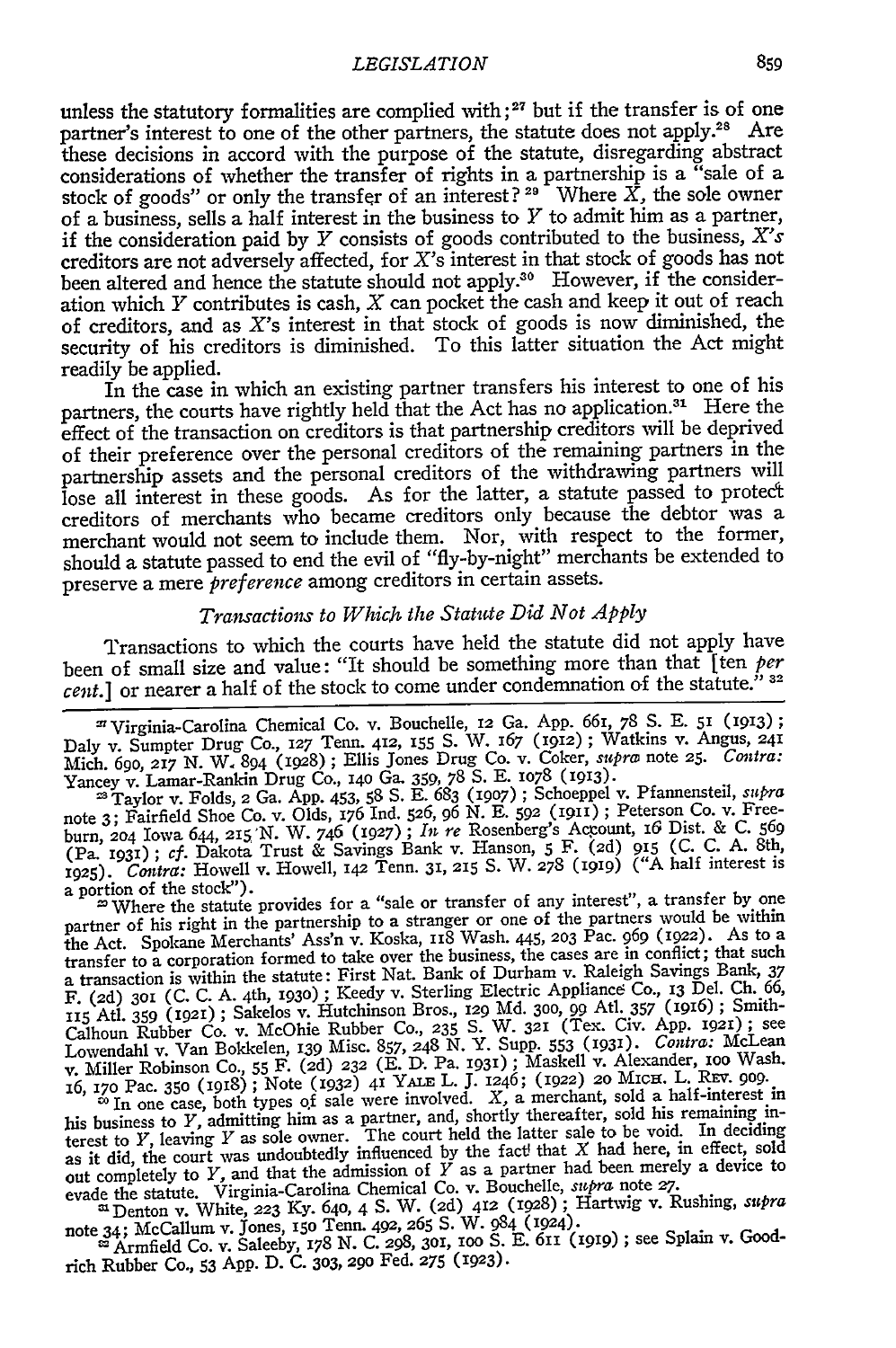unless the statutory formalities are complied with;[27] but if the transfer is of one partner's interest to one of the other partners, the statute does not apply.[28] Are these decisions in accord with the purpose of the statute, disregarding abstract considerations of whether the transfer of rights in a partnership is a "sale of a stock of goods" or only the transfer of an interest?[29] Where $X$, the sole owner of a business, sells a half interest in the business to $Y$ to admit him as a partner, if the consideration paid by $Y$ consists of goods contributed to the business, $X$'s creditors are not adversely affected, for $X$'s interest in that stock of goods has not been altered and hence the statute should not apply.[30] However, if the consideration which $Y$ contributes is cash, $X$ can pocket the cash and keep it out of reach of creditors, and as $X$'s interest in that stock of goods is now diminished, the security of his creditors is diminished. To this latter situation the Act might readily be applied.

In the case in which an existing partner transfers his interest to one of his partners, the courts have rightly held that the Act has no application.[31] Here the effect of the transaction on creditors is that partnership creditors will be deprived of their preference over the personal creditors of the remaining partners in the partnership assets and the personal creditors of the withdrawing partners will lose all interest in these goods. As for the latter, a statute passed to protect creditors of merchants who became creditors only because the debtor was a merchant would not seem to include them. Nor, with respect to the former, should a statute passed to end the evil of "fly-by-night" merchants be extended to preserve a mere *preference* among creditors in certain assets.

*Transactions to Which the Statute Did Not Apply*

Transactions to which the courts have held the statute did not apply have been of small size and value: "It should be something more than that [ten *per cent.*] or nearer a half of the stock to come under condemnation of the statute."[32]

[27] Virginia-Carolina Chemical Co. v. Bouchelle, 12 Ga. App. 661, 78 S. E. 51 (1913); Daly v. Sumpter Drug Co., 127 Tenn. 412, 155 S. W. 167 (1912); Watkins v. Angus, 241 Mich. 690, 217 N. W. 894 (1928); Ellis Jones Drug Co. v. Coker, *supra* note 25. *Contra:* Yancey v. Lamar-Rankin Drug Co., 140 Ga. 359, 78 S. E. 1078 (1913).

[28] Taylor v. Folds, 2 Ga. App. 453, 58 S. E. 683 (1907); Schoeppel v. Pfannensteil, *supra* note 3; Fairfield Shoe Co. v. Olds, 176 Ind. 526, 96 N. E. 592 (1911); Peterson Co. v. Freeburn, 204 Iowa 644, 215 N. W. 746 (1927); *In re* Rosenberg's Account, 16 Dist. & C. 569 (Pa. 1931); *cf.* Dakota Trust & Savings Bank v. Hanson, 5 F. (2d) 915 (C. C. A. 8th, 1925). *Contra:* Howell v. Howell, 142 Tenn. 31, 215 S. W. 278 (1919) ("A half interest is a portion of the stock").

[29] Where the statute provides for a "sale or transfer of any interest", a transfer by one partner of his right in the partnership to a stranger or one of the partners would be within the Act. Spokane Merchants' Ass'n v. Koska, 118 Wash. 445, 203 Pac. 969 (1922). As to a transfer to a corporation formed to take over the business, the cases are in conflict; that such a transaction is within the statute: First Nat. Bank of Durham v. Raleigh Savings Bank, 37 F. (2d) 301 (C. C. A. 4th, 1930); Keedy v. Sterling Electric Appliance Co., 13 Del. Ch. 66, 115 Atl. 359 (1921); Sakelos v. Hutchinson Bros., 129 Md. 300, 99 Atl. 357 (1916); Smith-Calhoun Rubber Co. v. McOhie Rubber Co., 235 S. W. 321 (Tex. Civ. App. 1921); see Lowendahl v. Van Bokkelen, 139 Misc. 857, 248 N. Y. Supp. 553 (1931). *Contra:* McLean v. Miller Robinson Co., 55 F. (2d) 232 (E. D. Pa. 1931); Maskell v. Alexander, 100 Wash. 16, 170 Pac. 350 (1918); Note (1932) 41 YALE L. J. 1246; (1922) 20 MICH. L. REV. 909.

[30] In one case, both types of sale were involved. $X$, a merchant, sold a half-interest in his business to $Y$, admitting him as a partner, and, shortly thereafter, sold his remaining interest to $Y$, leaving $Y$ as sole owner. The court held the latter sale to be void. In deciding as it did, the court was undoubtedly influenced by the fact that $X$ had here, in effect, sold out completely to $Y$, and that the admission of $Y$ as a partner had been merely a device to evade the statute. Virginia-Carolina Chemical Co. v. Bouchelle, *supra* note 27.

[31] Denton v. White, 223 Ky. 640, 4 S. W. (2d) 412 (1928); Hartwig v. Rushing, *supra* note 34; McCallum v. Jones, 150 Tenn. 492, 265 S. W. 984 (1924).

[32] Armfield Co. v. Saleeby, 178 N. C. 298, 301, 100 S. E. 611 (1919); see Splain v. Goodrich Rubber Co., 53 App. D. C. 303, 290 Fed. 275 (1923).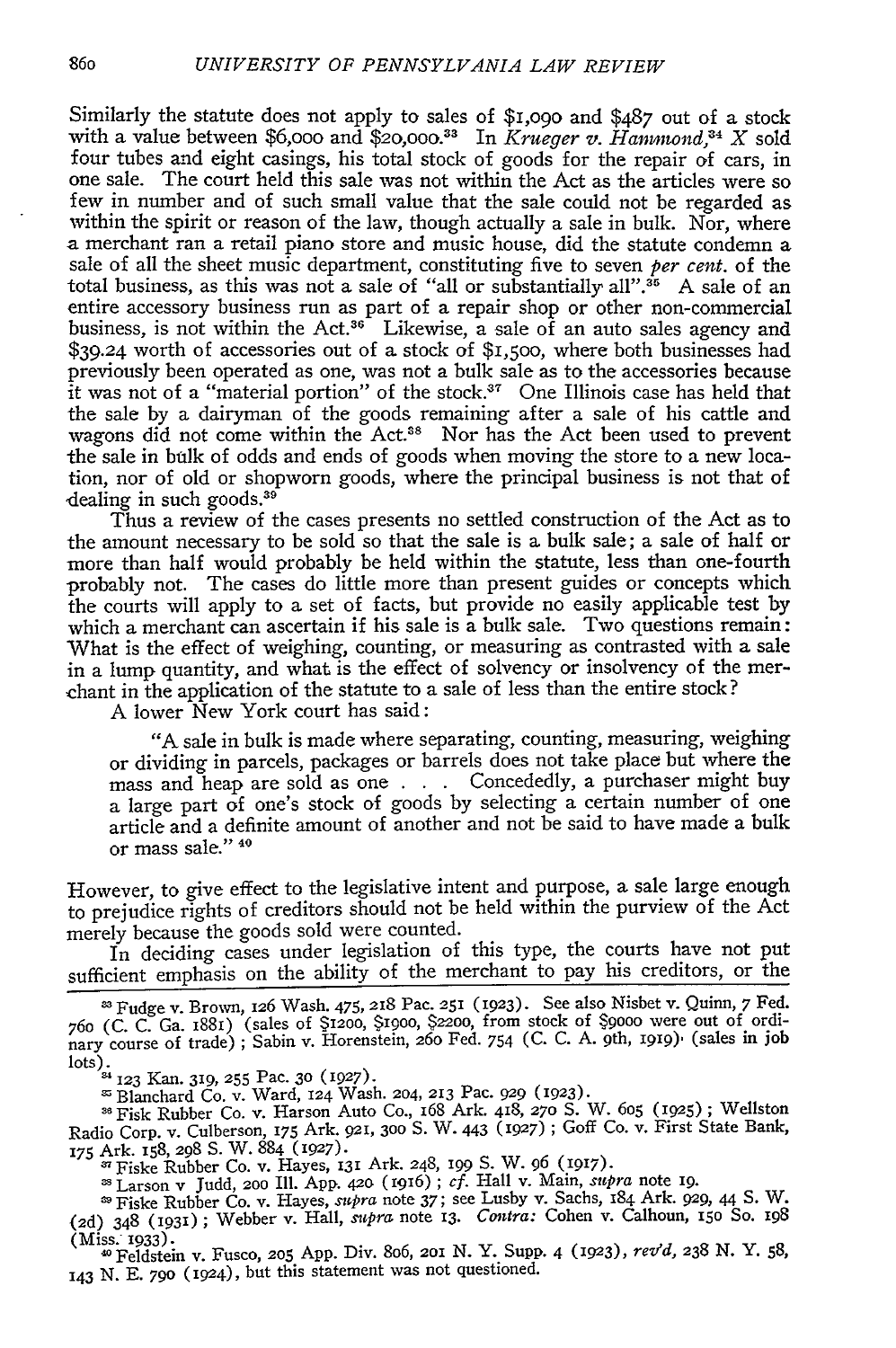Similarly the statute does not apply to sales of $1,090 and $487 out of a stock with a value between $6,000 and $20,000.[33] In *Krueger v. Hammond*,[34] X sold four tubes and eight casings, his total stock of goods for the repair of cars, in one sale. The court held this sale was not within the Act as the articles were so few in number and of such small value that the sale could not be regarded as within the spirit or reason of the law, though actually a sale in bulk. Nor, where a merchant ran a retail piano store and music house, did the statute condemn a sale of all the sheet music department, constituting five to seven *per cent.* of the total business, as this was not a sale of "all or substantially all".[35] A sale of an entire accessory business run as part of a repair shop or other non-commercial business, is not within the Act.[36] Likewise, a sale of an auto sales agency and $39.24 worth of accessories out of a stock of $1,500, where both businesses had previously been operated as one, was not a bulk sale as to the accessories because it was not of a "material portion" of the stock.[37] One Illinois case has held that the sale by a dairyman of the goods remaining after a sale of his cattle and wagons did not come within the Act.[38] Nor has the Act been used to prevent the sale in bulk of odds and ends of goods when moving the store to a new location, nor of old or shopworn goods, where the principal business is not that of dealing in such goods.[39]

Thus a review of the cases presents no settled construction of the Act as to the amount necessary to be sold so that the sale is a bulk sale; a sale of half or more than half would probably be held within the statute, less than one-fourth probably not. The cases do little more than present guides or concepts which the courts will apply to a set of facts, but provide no easily applicable test by which a merchant can ascertain if his sale is a bulk sale. Two questions remain: What is the effect of weighing, counting, or measuring as contrasted with a sale in a lump quantity, and what is the effect of solvency or insolvency of the merchant in the application of the statute to a sale of less than the entire stock?

A lower New York court has said:

> "A sale in bulk is made where separating, counting, measuring, weighing or dividing in parcels, packages or barrels does not take place but where the mass and heap are sold as one . . . Concededly, a purchaser might buy a large part of one's stock of goods by selecting a certain number of one article and a definite amount of another and not be said to have made a bulk or mass sale." [40]

However, to give effect to the legislative intent and purpose, a sale large enough to prejudice rights of creditors should not be held within the purview of the Act merely because the goods sold were counted.

In deciding cases under legislation of this type, the courts have not put sufficient emphasis on the ability of the merchant to pay his creditors, or the

---

[33] Fudge v. Brown, 126 Wash. 475, 218 Pac. 251 (1923). See also Nisbet v. Quinn, 7 Fed. 760 (C. C. Ga. 1881) (sales of $1200, $1900, $2200, from stock of $9000 were out of ordinary course of trade); Sabin v. Horenstein, 260 Fed. 754 (C. C. A. 9th, 1919) (sales in job lots).

[34] 123 Kan. 319, 255 Pac. 30 (1927).

[35] Blanchard Co. v. Ward, 124 Wash. 204, 213 Pac. 929 (1923).

[36] Fisk Rubber Co. v. Harson Auto Co., 168 Ark. 418, 270 S. W. 605 (1925); Wellston Radio Corp. v. Culberson, 175 Ark. 921, 300 S. W. 443 (1927); Goff Co. v. First State Bank, 175 Ark. 158, 298 S. W. 884 (1927).

[37] Fiske Rubber Co. v. Hayes, 131 Ark. 248, 199 S. W. 96 (1917).

[38] Larson v Judd, 200 Ill. App. 420 (1916); *cf.* Hall v. Main, *supra* note 19.

[39] Fiske Rubber Co. v. Hayes, *supra* note 37; see Lusby v. Sachs, 184 Ark. 929, 44 S. W. (2d) 348 (1931); Webber v. Hall, *supra* note 13. *Contra:* Cohen v. Calhoun, 150 So. 198 (Miss. 1933).

[40] Feldstein v. Fusco, 205 App. Div. 806, 201 N. Y. Supp. 4 (1923), *rev'd*, 238 N. Y. 58, 143 N. E. 790 (1924), but this statement was not questioned.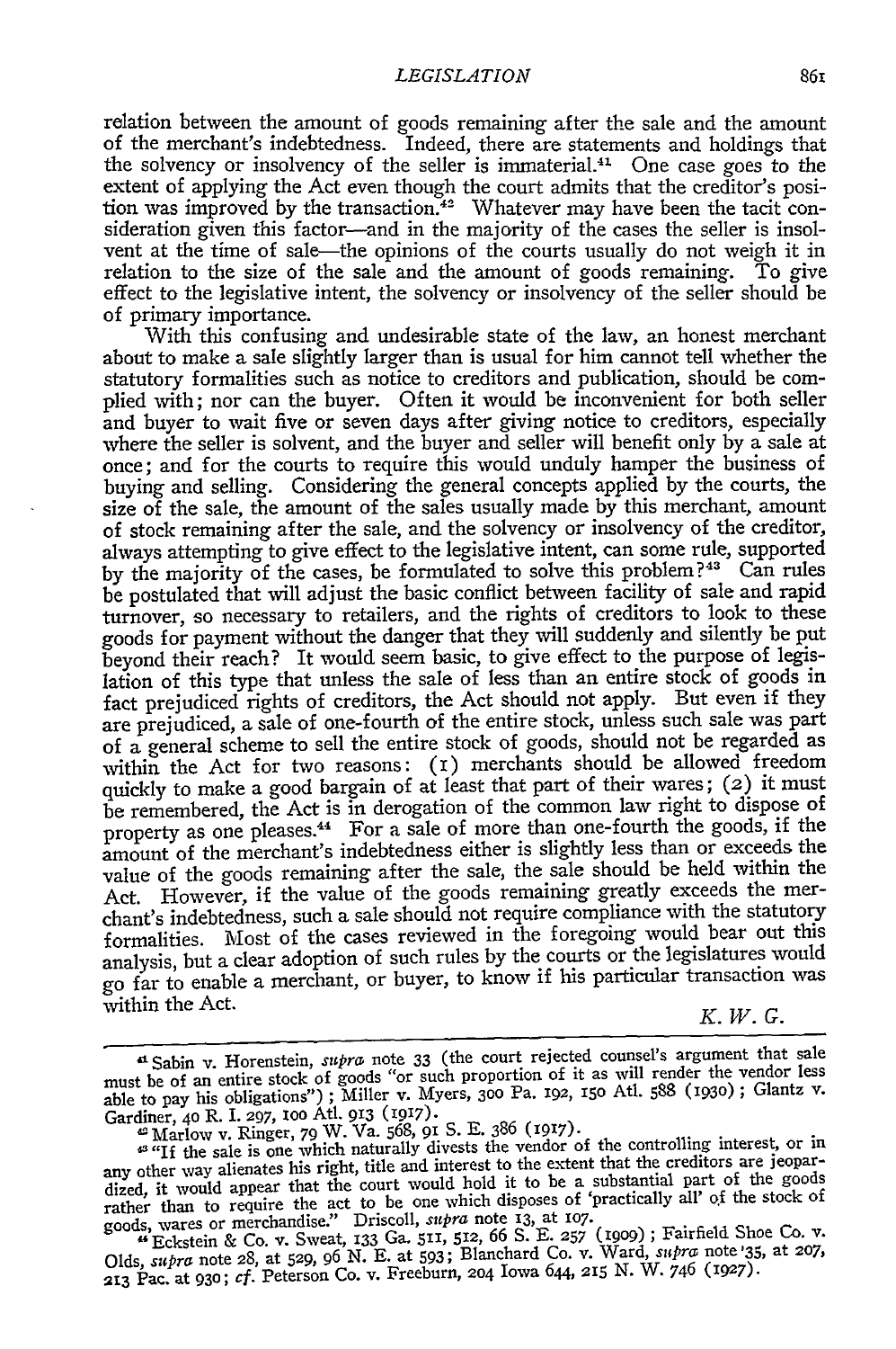relation between the amount of goods remaining after the sale and the amount of the merchant's indebtedness. Indeed, there are statements and holdings that the solvency or insolvency of the seller is immaterial.[41] One case goes to the extent of applying the Act even though the court admits that the creditor's position was improved by the transaction.[42] Whatever may have been the tacit consideration given this factor—and in the majority of the cases the seller is insolvent at the time of sale—the opinions of the courts usually do not weigh it in relation to the size of the sale and the amount of goods remaining. To give effect to the legislative intent, the solvency or insolvency of the seller should be of primary importance.

With this confusing and undesirable state of the law, an honest merchant about to make a sale slightly larger than is usual for him cannot tell whether the statutory formalities such as notice to creditors and publication, should be complied with; nor can the buyer. Often it would be inconvenient for both seller and buyer to wait five or seven days after giving notice to creditors, especially where the seller is solvent, and the buyer and seller will benefit only by a sale at once; and for the courts to require this would unduly hamper the business of buying and selling. Considering the general concepts applied by the courts, the size of the sale, the amount of the sales usually made by this merchant, amount of stock remaining after the sale, and the solvency or insolvency of the creditor, always attempting to give effect to the legislative intent, can some rule, supported by the majority of the cases, be formulated to solve this problem?[43] Can rules be postulated that will adjust the basic conflict between facility of sale and rapid turnover, so necessary to retailers, and the rights of creditors to look to these goods for payment without the danger that they will suddenly and silently be put beyond their reach? It would seem basic, to give effect to the purpose of legislation of this type that unless the sale of less than an entire stock of goods in fact prejudiced rights of creditors, the Act should not apply. But even if they are prejudiced, a sale of one-fourth of the entire stock, unless such sale was part of a general scheme to sell the entire stock of goods, should not be regarded as within the Act for two reasons: (1) merchants should be allowed freedom quickly to make a good bargain of at least that part of their wares; (2) it must be remembered, the Act is in derogation of the common law right to dispose of property as one pleases.[44] For a sale of more than one-fourth the goods, if the amount of the merchant's indebtedness either is slightly less than or exceeds the value of the goods remaining after the sale, the sale should be held within the Act. However, if the value of the goods remaining greatly exceeds the merchant's indebtedness, such a sale should not require compliance with the statutory formalities. Most of the cases reviewed in the foregoing would bear out this analysis, but a clear adoption of such rules by the courts or the legislatures would go far to enable a merchant, or buyer, to know if his particular transaction was within the Act.

*K. W. G.*

---

[41] Sabin v. Horenstein, *supra* note 33 (the court rejected counsel's argument that sale must be of an entire stock of goods "or such proportion of it as will render the vendor less able to pay his obligations"); Miller v. Myers, 300 Pa. 192, 150 Atl. 588 (1930); Glantz v. Gardiner, 40 R. I. 297, 100 Atl. 913 (1917).

[42] Marlow v. Ringer, 79 W. Va. 568, 91 S. E. 386 (1917).

[43] "If the sale is one which naturally divests the vendor of the controlling interest, or in any other way alienates his right, title and interest to the extent that the creditors are jeopardized, it would appear that the court would hold it to be a substantial part of the goods rather than to require the act to be one which disposes of 'practically all' of the stock of goods, wares or merchandise." Driscoll, *supra* note 13, at 107.

[44] Eckstein & Co. v. Sweat, 133 Ga. 511, 512, 66 S. E. 257 (1909); Fairfield Shoe Co. v. Olds, *supra* note 28, at 529, 96 N. E. at 593; Blanchard Co. v. Ward, *supra* note 35, at 207, 213 Pac. at 930; *cf.* Peterson Co. v. Freeburn, 204 Iowa 644, 215 N. W. 746 (1927).